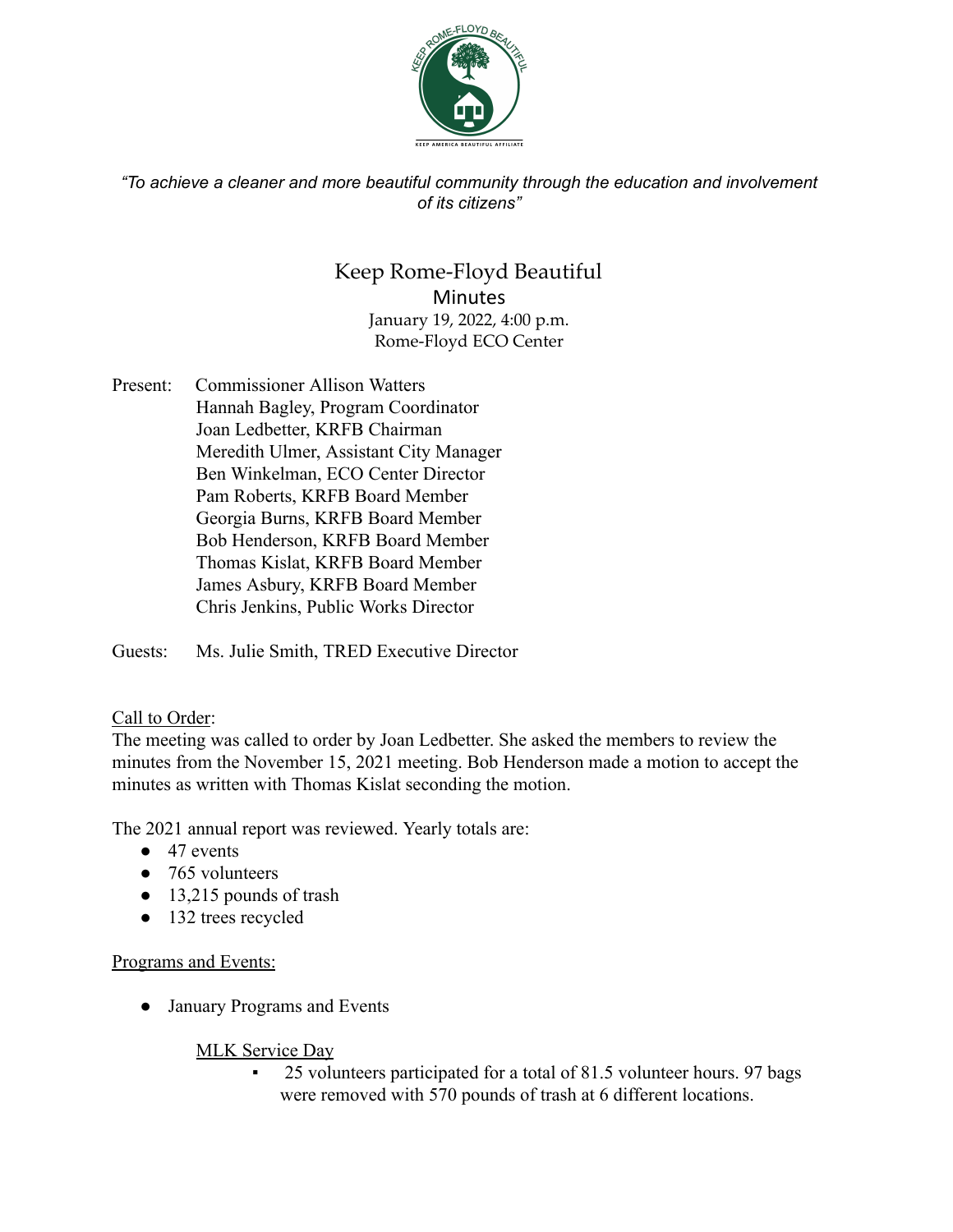*"To achieve a cleaner and more beautiful community through the education and involvement of its citizens"*

# Keep Rome-Floyd Beautiful

## Minutes

January 19, 2022, 4:00 p.m.
Rome-Floyd ECO Center

Present: Commissioner Allison Watters
Hannah Bagley, Program Coordinator
Joan Ledbetter, KRFB Chairman
Meredith Ulmer, Assistant City Manager
Ben Winkelman, ECO Center Director
Pam Roberts, KRFB Board Member
Georgia Burns, KRFB Board Member
Bob Henderson, KRFB Board Member
Thomas Kislat, KRFB Board Member
James Asbury, KRFB Board Member
Chris Jenkins, Public Works Director

Guests: Ms. Julie Smith, TRED Executive Director

Call to Order:

The meeting was called to order by Joan Ledbetter. She asked the members to review the minutes from the November 15, 2021 meeting. Bob Henderson made a motion to accept the minutes as written with Thomas Kislat seconding the motion.

The 2021 annual report was reviewed. Yearly totals are:

- 47 events
- 765 volunteers
- 13,215 pounds of trash
- 132 trees recycled

Programs and Events:

- January Programs and Events

  MLK Service Day

  - 25 volunteers participated for a total of 81.5 volunteer hours. 97 bags were removed with 570 pounds of trash at 6 different locations.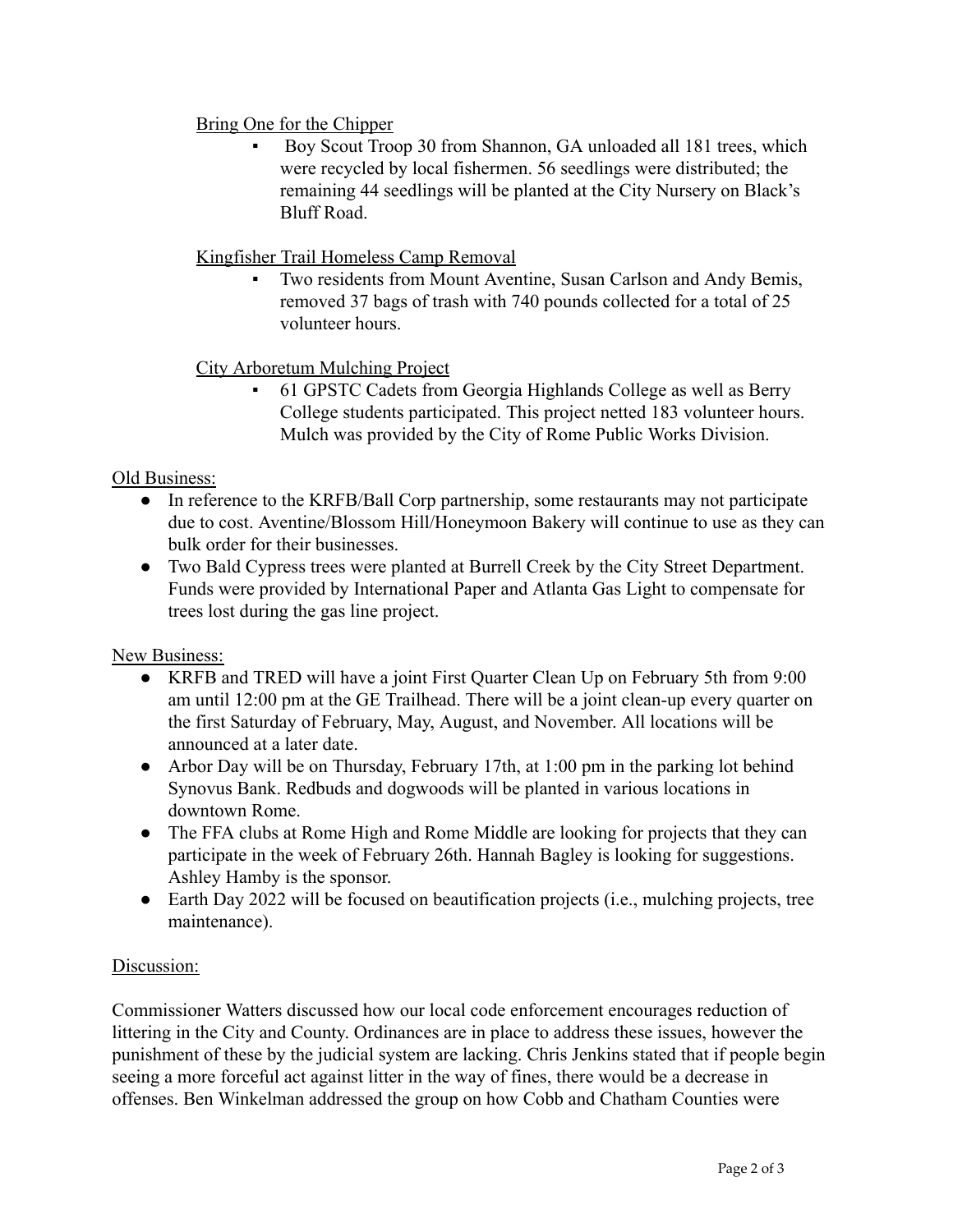Bring One for the Chipper

- Boy Scout Troop 30 from Shannon, GA unloaded all 181 trees, which were recycled by local fishermen. 56 seedlings were distributed; the remaining 44 seedlings will be planted at the City Nursery on Black's Bluff Road.

Kingfisher Trail Homeless Camp Removal

- Two residents from Mount Aventine, Susan Carlson and Andy Bemis, removed 37 bags of trash with 740 pounds collected for a total of 25 volunteer hours.

City Arboretum Mulching Project

- 61 GPSTC Cadets from Georgia Highlands College as well as Berry College students participated. This project netted 183 volunteer hours. Mulch was provided by the City of Rome Public Works Division.

Old Business:

- In reference to the KRFB/Ball Corp partnership, some restaurants may not participate due to cost. Aventine/Blossom Hill/Honeymoon Bakery will continue to use as they can bulk order for their businesses.
- Two Bald Cypress trees were planted at Burrell Creek by the City Street Department. Funds were provided by International Paper and Atlanta Gas Light to compensate for trees lost during the gas line project.

New Business:

- KRFB and TRED will have a joint First Quarter Clean Up on February 5th from 9:00 am until 12:00 pm at the GE Trailhead. There will be a joint clean-up every quarter on the first Saturday of February, May, August, and November. All locations will be announced at a later date.
- Arbor Day will be on Thursday, February 17th, at 1:00 pm in the parking lot behind Synovus Bank. Redbuds and dogwoods will be planted in various locations in downtown Rome.
- The FFA clubs at Rome High and Rome Middle are looking for projects that they can participate in the week of February 26th. Hannah Bagley is looking for suggestions. Ashley Hamby is the sponsor.
- Earth Day 2022 will be focused on beautification projects (i.e., mulching projects, tree maintenance).

Discussion:

Commissioner Watters discussed how our local code enforcement encourages reduction of littering in the City and County. Ordinances are in place to address these issues, however the punishment of these by the judicial system are lacking. Chris Jenkins stated that if people begin seeing a more forceful act against litter in the way of fines, there would be a decrease in offenses. Ben Winkelman addressed the group on how Cobb and Chatham Counties were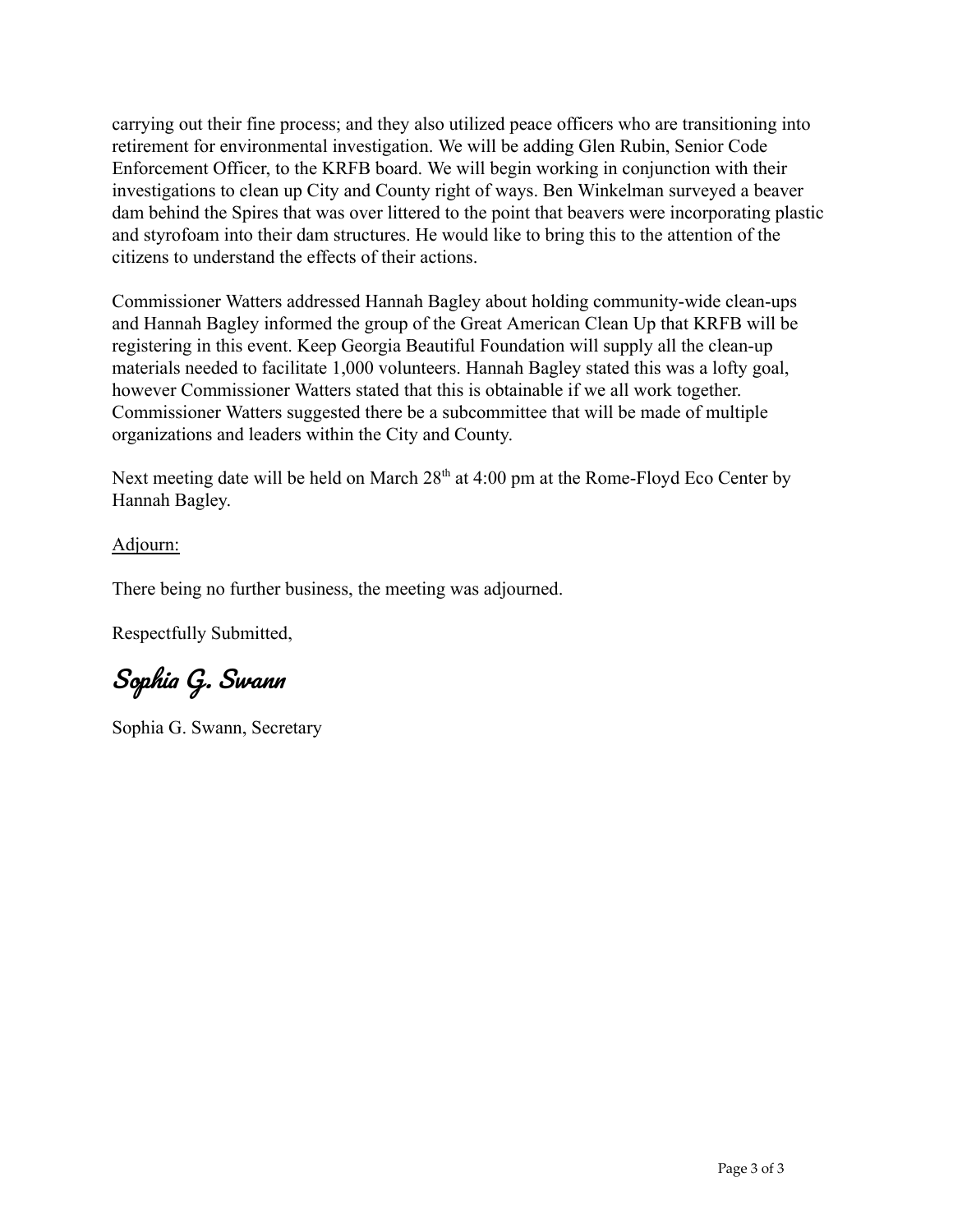carrying out their fine process; and they also utilized peace officers who are transitioning into retirement for environmental investigation. We will be adding Glen Rubin, Senior Code Enforcement Officer, to the KRFB board. We will begin working in conjunction with their investigations to clean up City and County right of ways. Ben Winkelman surveyed a beaver dam behind the Spires that was over littered to the point that beavers were incorporating plastic and styrofoam into their dam structures. He would like to bring this to the attention of the citizens to understand the effects of their actions.

Commissioner Watters addressed Hannah Bagley about holding community-wide clean-ups and Hannah Bagley informed the group of the Great American Clean Up that KRFB will be registering in this event. Keep Georgia Beautiful Foundation will supply all the clean-up materials needed to facilitate 1,000 volunteers. Hannah Bagley stated this was a lofty goal, however Commissioner Watters stated that this is obtainable if we all work together. Commissioner Watters suggested there be a subcommittee that will be made of multiple organizations and leaders within the City and County.

Next meeting date will be held on March 28th at 4:00 pm at the Rome-Floyd Eco Center by Hannah Bagley.

Adjourn:

There being no further business, the meeting was adjourned.

Respectfully Submitted,

*Sophia G. Swann*

Sophia G. Swann, Secretary